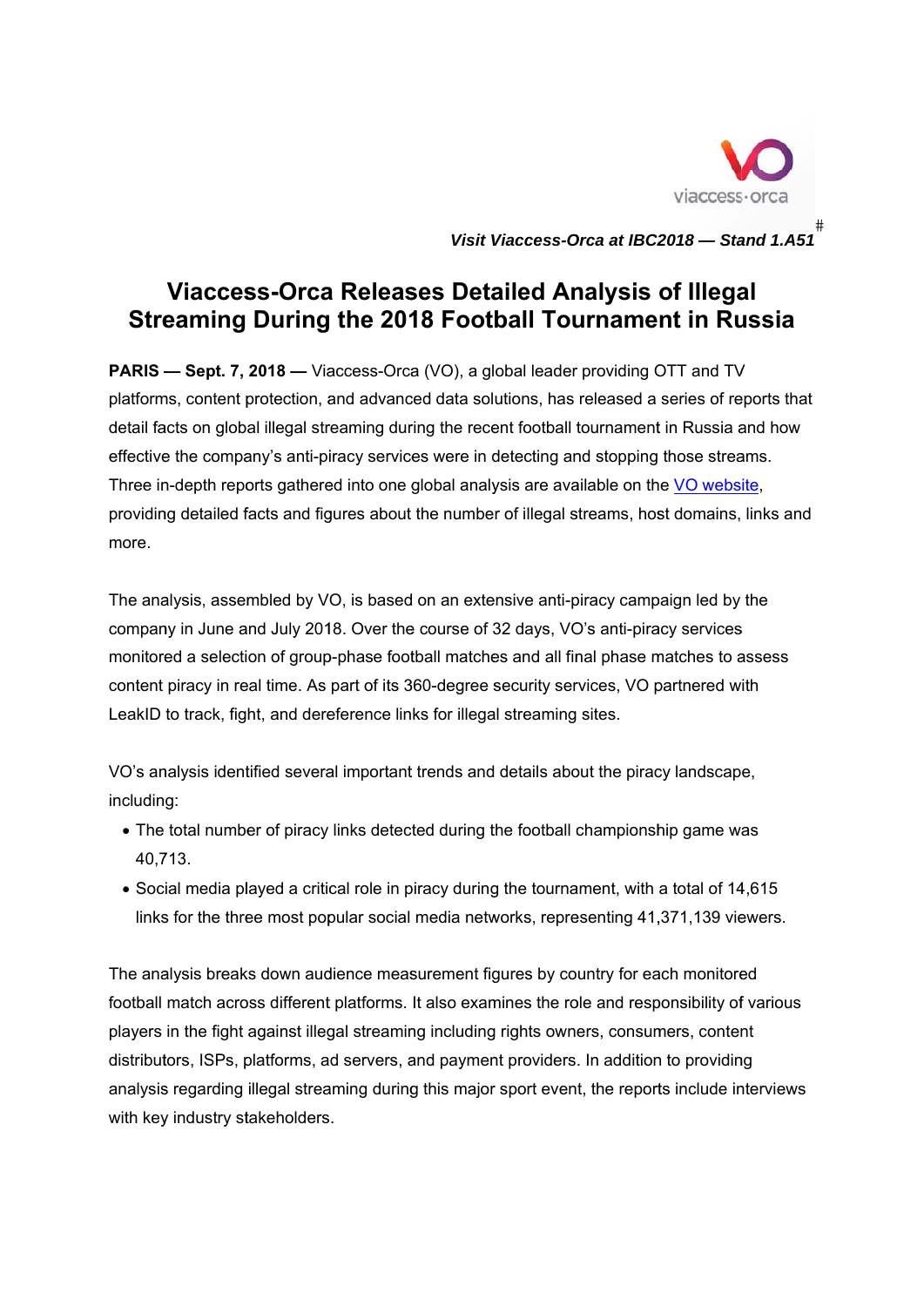*Visit Viaccess-Orca at IBC2018 — Stand 1.A51*

# Viaccess-Orca Releases Detailed Analysis of Illegal Streaming During the 2018 Football Tournament in Russia

**PARIS — Sept. 7, 2018 —** Viaccess-Orca (VO), a global leader providing OTT and TV platforms, content protection, and advanced data solutions, has released a series of reports that detail facts on global illegal streaming during the recent football tournament in Russia and how effective the company's anti-piracy services were in detecting and stopping those streams. Three in-depth reports gathered into one global analysis are available on the VO website, providing detailed facts and figures about the number of illegal streams, host domains, links and more.

The analysis, assembled by VO, is based on an extensive anti-piracy campaign led by the company in June and July 2018. Over the course of 32 days, VO's anti-piracy services monitored a selection of group-phase football matches and all final phase matches to assess content piracy in real time. As part of its 360-degree security services, VO partnered with LeakID to track, fight, and dereference links for illegal streaming sites.

VO's analysis identified several important trends and details about the piracy landscape, including:

- The total number of piracy links detected during the football championship game was 40,713.
- Social media played a critical role in piracy during the tournament, with a total of 14,615 links for the three most popular social media networks, representing 41,371,139 viewers.

The analysis breaks down audience measurement figures by country for each monitored football match across different platforms. It also examines the role and responsibility of various players in the fight against illegal streaming including rights owners, consumers, content distributors, ISPs, platforms, ad servers, and payment providers. In addition to providing analysis regarding illegal streaming during this major sport event, the reports include interviews with key industry stakeholders.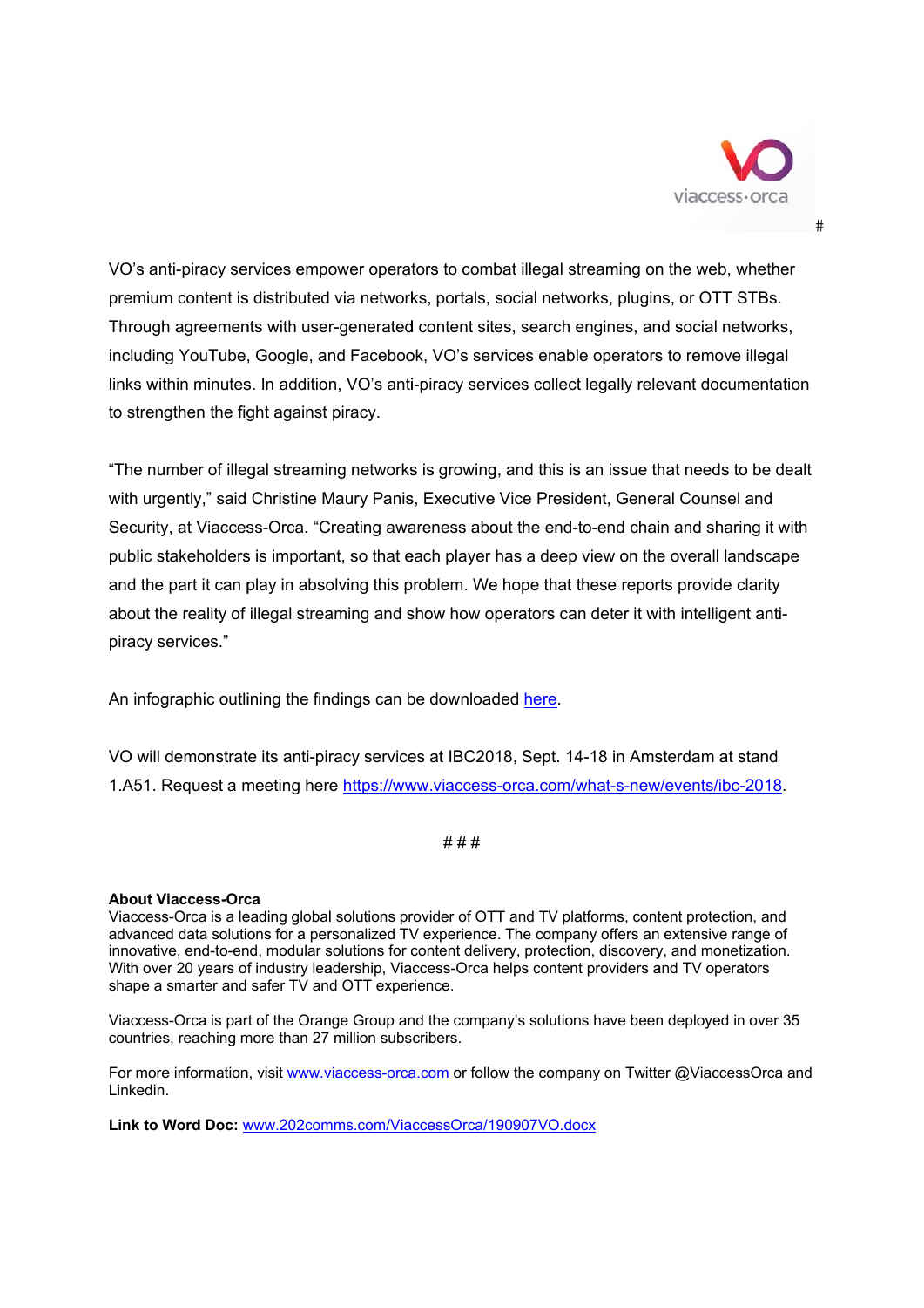VO's anti-piracy services empower operators to combat illegal streaming on the web, whether premium content is distributed via networks, portals, social networks, plugins, or OTT STBs. Through agreements with user-generated content sites, search engines, and social networks, including YouTube, Google, and Facebook, VO's services enable operators to remove illegal links within minutes. In addition, VO's anti-piracy services collect legally relevant documentation to strengthen the fight against piracy.

"The number of illegal streaming networks is growing, and this is an issue that needs to be dealt with urgently," said Christine Maury Panis, Executive Vice President, General Counsel and Security, at Viaccess-Orca. "Creating awareness about the end-to-end chain and sharing it with public stakeholders is important, so that each player has a deep view on the overall landscape and the part it can play in absolving this problem. We hope that these reports provide clarity about the reality of illegal streaming and show how operators can deter it with intelligent anti-piracy services."

An infographic outlining the findings can be downloaded here.

VO will demonstrate its anti-piracy services at IBC2018, Sept. 14-18 in Amsterdam at stand 1.A51. Request a meeting here https://www.viaccess-orca.com/what-s-new/events/ibc-2018.

# # #

**About Viaccess-Orca**
Viaccess-Orca is a leading global solutions provider of OTT and TV platforms, content protection, and advanced data solutions for a personalized TV experience. The company offers an extensive range of innovative, end-to-end, modular solutions for content delivery, protection, discovery, and monetization. With over 20 years of industry leadership, Viaccess-Orca helps content providers and TV operators shape a smarter and safer TV and OTT experience.

Viaccess-Orca is part of the Orange Group and the company's solutions have been deployed in over 35 countries, reaching more than 27 million subscribers.

For more information, visit www.viaccess-orca.com or follow the company on Twitter @ViaccessOrca and Linkedin.

**Link to Word Doc:** www.202comms.com/ViaccessOrca/190907VO.docx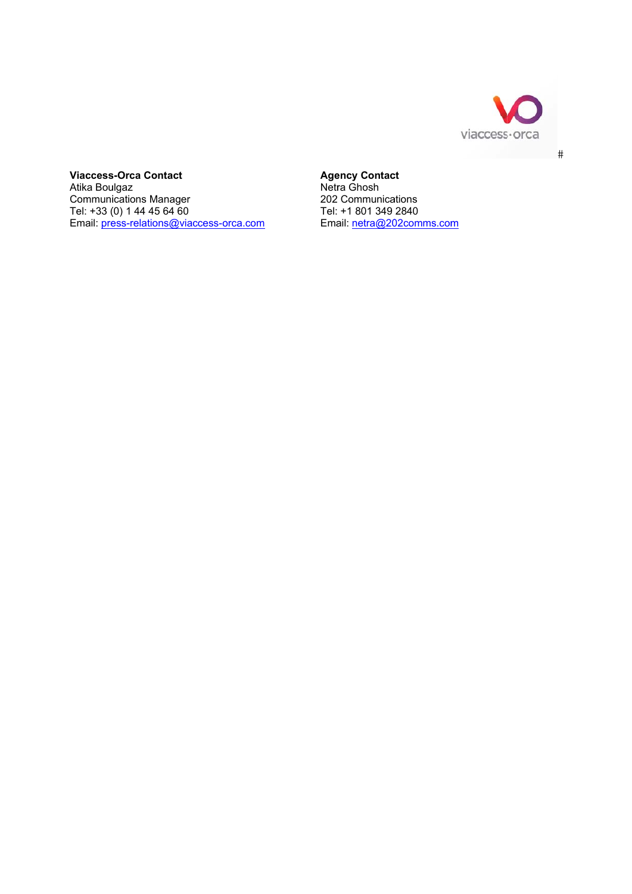#

**Viaccess-Orca Contact**
Atika Boulgaz
Communications Manager
Tel: +33 (0) 1 44 45 64 60
Email: press-relations@viaccess-orca.com

**Agency Contact**
Netra Ghosh
202 Communications
Tel: +1 801 349 2840
Email: netra@202comms.com